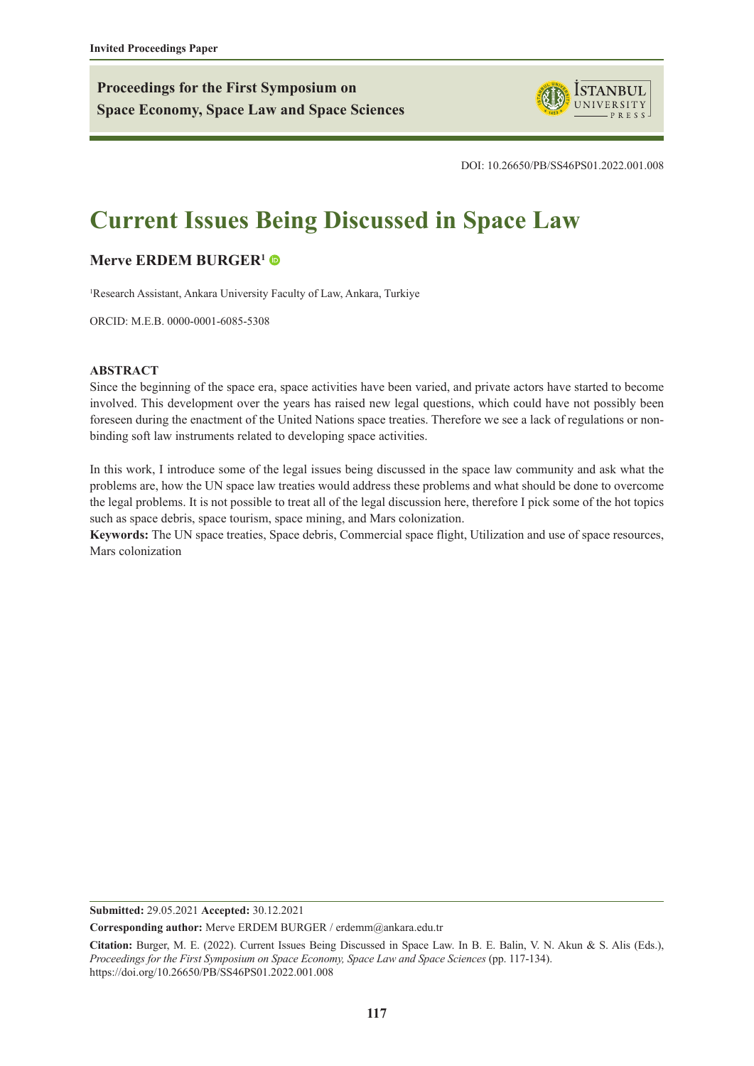Invited Proceedings Paper

**Proceedings for the First Symposium on Space Economy, Space Law and Space Sciences**

DOI: 10.26650/PB/SS46PS01.2022.001.008

# Current Issues Being Discussed in Space Law

**Merve ERDEM BURGER[1]**

[1]Research Assistant, Ankara University Faculty of Law, Ankara, Turkiye

ORCID: M.E.B. 0000-0001-6085-5308

**ABSTRACT**

Since the beginning of the space era, space activities have been varied, and private actors have started to become involved. This development over the years has raised new legal questions, which could have not possibly been foreseen during the enactment of the United Nations space treaties. Therefore we see a lack of regulations or non-binding soft law instruments related to developing space activities.

In this work, I introduce some of the legal issues being discussed in the space law community and ask what the problems are, how the UN space law treaties would address these problems and what should be done to overcome the legal problems. It is not possible to treat all of the legal discussion here, therefore I pick some of the hot topics such as space debris, space tourism, space mining, and Mars colonization.

**Keywords:** The UN space treaties, Space debris, Commercial space flight, Utilization and use of space resources, Mars colonization

**Submitted:** 29.05.2021 **Accepted:** 30.12.2021

**Corresponding author:** Merve ERDEM BURGER / erdemm@ankara.edu.tr

**Citation:** Burger, M. E. (2022). Current Issues Being Discussed in Space Law. In B. E. Balin, V. N. Akun & S. Alis (Eds.), *Proceedings for the First Symposium on Space Economy, Space Law and Space Sciences* (pp. 117-134). https://doi.org/10.26650/PB/SS46PS01.2022.001.008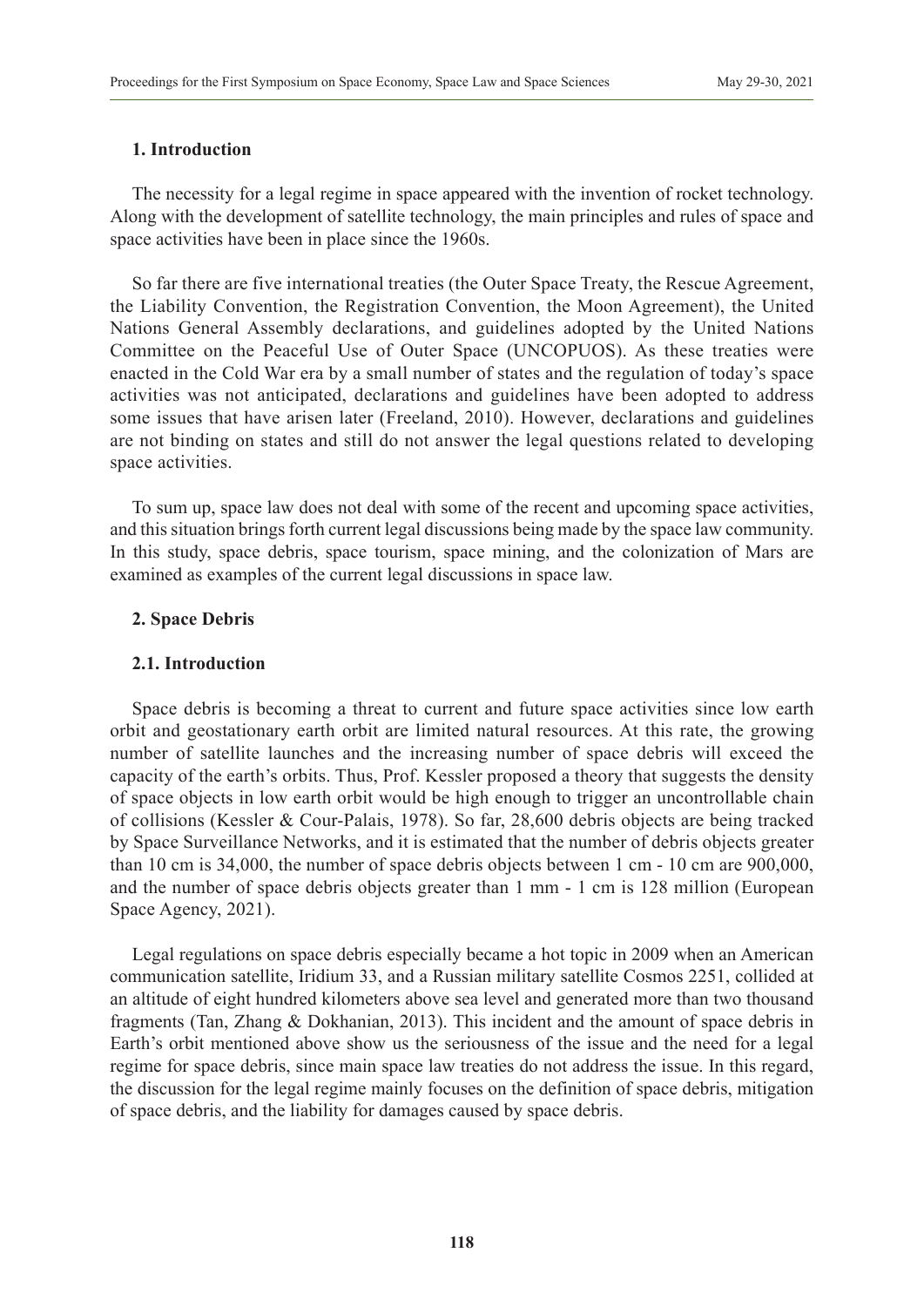## 1. Introduction

The necessity for a legal regime in space appeared with the invention of rocket technology. Along with the development of satellite technology, the main principles and rules of space and space activities have been in place since the 1960s.

So far there are five international treaties (the Outer Space Treaty, the Rescue Agreement, the Liability Convention, the Registration Convention, the Moon Agreement), the United Nations General Assembly declarations, and guidelines adopted by the United Nations Committee on the Peaceful Use of Outer Space (UNCOPUOS). As these treaties were enacted in the Cold War era by a small number of states and the regulation of today's space activities was not anticipated, declarations and guidelines have been adopted to address some issues that have arisen later (Freeland, 2010). However, declarations and guidelines are not binding on states and still do not answer the legal questions related to developing space activities.

To sum up, space law does not deal with some of the recent and upcoming space activities, and this situation brings forth current legal discussions being made by the space law community. In this study, space debris, space tourism, space mining, and the colonization of Mars are examined as examples of the current legal discussions in space law.

## 2. Space Debris

### 2.1. Introduction

Space debris is becoming a threat to current and future space activities since low earth orbit and geostationary earth orbit are limited natural resources. At this rate, the growing number of satellite launches and the increasing number of space debris will exceed the capacity of the earth's orbits. Thus, Prof. Kessler proposed a theory that suggests the density of space objects in low earth orbit would be high enough to trigger an uncontrollable chain of collisions (Kessler & Cour-Palais, 1978). So far, 28,600 debris objects are being tracked by Space Surveillance Networks, and it is estimated that the number of debris objects greater than 10 cm is 34,000, the number of space debris objects between 1 cm - 10 cm are 900,000, and the number of space debris objects greater than 1 mm - 1 cm is 128 million (European Space Agency, 2021).

Legal regulations on space debris especially became a hot topic in 2009 when an American communication satellite, Iridium 33, and a Russian military satellite Cosmos 2251, collided at an altitude of eight hundred kilometers above sea level and generated more than two thousand fragments (Tan, Zhang & Dokhanian, 2013). This incident and the amount of space debris in Earth's orbit mentioned above show us the seriousness of the issue and the need for a legal regime for space debris, since main space law treaties do not address the issue. In this regard, the discussion for the legal regime mainly focuses on the definition of space debris, mitigation of space debris, and the liability for damages caused by space debris.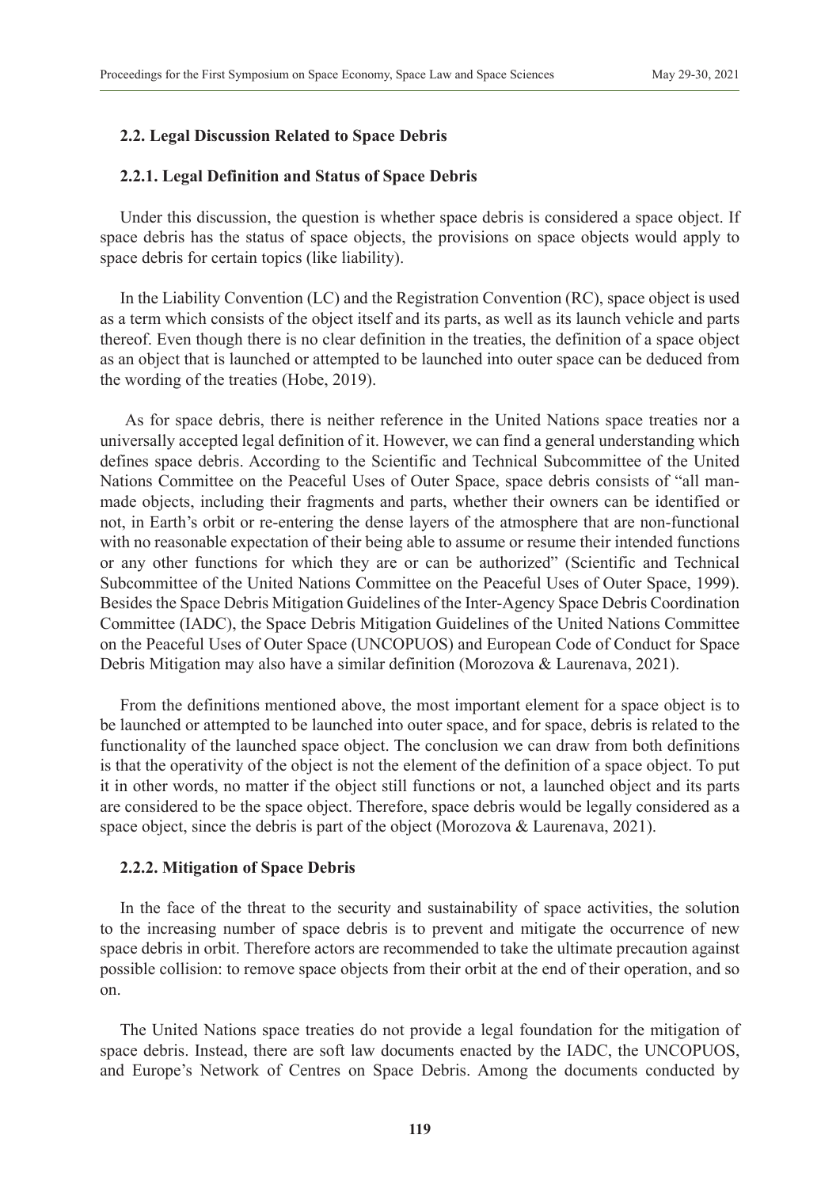### 2.2. Legal Discussion Related to Space Debris

#### 2.2.1. Legal Definition and Status of Space Debris

Under this discussion, the question is whether space debris is considered a space object. If space debris has the status of space objects, the provisions on space objects would apply to space debris for certain topics (like liability).

In the Liability Convention (LC) and the Registration Convention (RC), space object is used as a term which consists of the object itself and its parts, as well as its launch vehicle and parts thereof. Even though there is no clear definition in the treaties, the definition of a space object as an object that is launched or attempted to be launched into outer space can be deduced from the wording of the treaties (Hobe, 2019).

As for space debris, there is neither reference in the United Nations space treaties nor a universally accepted legal definition of it. However, we can find a general understanding which defines space debris. According to the Scientific and Technical Subcommittee of the United Nations Committee on the Peaceful Uses of Outer Space, space debris consists of "all man-made objects, including their fragments and parts, whether their owners can be identified or not, in Earth's orbit or re-entering the dense layers of the atmosphere that are non-functional with no reasonable expectation of their being able to assume or resume their intended functions or any other functions for which they are or can be authorized" (Scientific and Technical Subcommittee of the United Nations Committee on the Peaceful Uses of Outer Space, 1999). Besides the Space Debris Mitigation Guidelines of the Inter-Agency Space Debris Coordination Committee (IADC), the Space Debris Mitigation Guidelines of the United Nations Committee on the Peaceful Uses of Outer Space (UNCOPUOS) and European Code of Conduct for Space Debris Mitigation may also have a similar definition (Morozova & Laurenava, 2021).

From the definitions mentioned above, the most important element for a space object is to be launched or attempted to be launched into outer space, and for space, debris is related to the functionality of the launched space object. The conclusion we can draw from both definitions is that the operativity of the object is not the element of the definition of a space object. To put it in other words, no matter if the object still functions or not, a launched object and its parts are considered to be the space object. Therefore, space debris would be legally considered as a space object, since the debris is part of the object (Morozova & Laurenava, 2021).

#### 2.2.2. Mitigation of Space Debris

In the face of the threat to the security and sustainability of space activities, the solution to the increasing number of space debris is to prevent and mitigate the occurrence of new space debris in orbit. Therefore actors are recommended to take the ultimate precaution against possible collision: to remove space objects from their orbit at the end of their operation, and so on.

The United Nations space treaties do not provide a legal foundation for the mitigation of space debris. Instead, there are soft law documents enacted by the IADC, the UNCOPUOS, and Europe's Network of Centres on Space Debris. Among the documents conducted by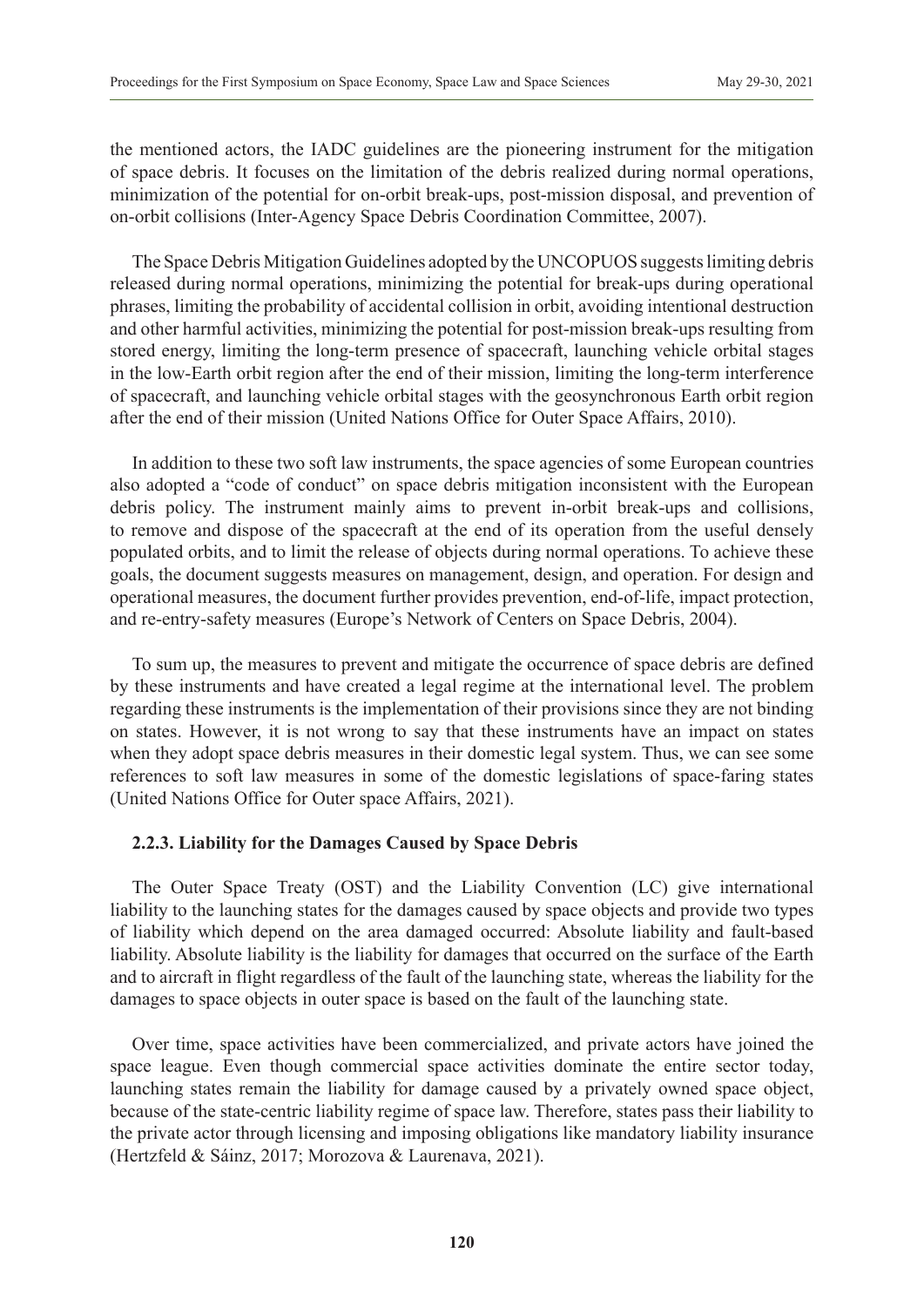the mentioned actors, the IADC guidelines are the pioneering instrument for the mitigation of space debris. It focuses on the limitation of the debris realized during normal operations, minimization of the potential for on-orbit break-ups, post-mission disposal, and prevention of on-orbit collisions (Inter-Agency Space Debris Coordination Committee, 2007).

The Space Debris Mitigation Guidelines adopted by the UNCOPUOS suggests limiting debris released during normal operations, minimizing the potential for break-ups during operational phrases, limiting the probability of accidental collision in orbit, avoiding intentional destruction and other harmful activities, minimizing the potential for post-mission break-ups resulting from stored energy, limiting the long-term presence of spacecraft, launching vehicle orbital stages in the low-Earth orbit region after the end of their mission, limiting the long-term interference of spacecraft, and launching vehicle orbital stages with the geosynchronous Earth orbit region after the end of their mission (United Nations Office for Outer Space Affairs, 2010).

In addition to these two soft law instruments, the space agencies of some European countries also adopted a "code of conduct" on space debris mitigation inconsistent with the European debris policy. The instrument mainly aims to prevent in-orbit break-ups and collisions, to remove and dispose of the spacecraft at the end of its operation from the useful densely populated orbits, and to limit the release of objects during normal operations. To achieve these goals, the document suggests measures on management, design, and operation. For design and operational measures, the document further provides prevention, end-of-life, impact protection, and re-entry-safety measures (Europe's Network of Centers on Space Debris, 2004).

To sum up, the measures to prevent and mitigate the occurrence of space debris are defined by these instruments and have created a legal regime at the international level. The problem regarding these instruments is the implementation of their provisions since they are not binding on states. However, it is not wrong to say that these instruments have an impact on states when they adopt space debris measures in their domestic legal system. Thus, we can see some references to soft law measures in some of the domestic legislations of space-faring states (United Nations Office for Outer space Affairs, 2021).

### 2.2.3. Liability for the Damages Caused by Space Debris

The Outer Space Treaty (OST) and the Liability Convention (LC) give international liability to the launching states for the damages caused by space objects and provide two types of liability which depend on the area damaged occurred: Absolute liability and fault-based liability. Absolute liability is the liability for damages that occurred on the surface of the Earth and to aircraft in flight regardless of the fault of the launching state, whereas the liability for the damages to space objects in outer space is based on the fault of the launching state.

Over time, space activities have been commercialized, and private actors have joined the space league. Even though commercial space activities dominate the entire sector today, launching states remain the liability for damage caused by a privately owned space object, because of the state-centric liability regime of space law. Therefore, states pass their liability to the private actor through licensing and imposing obligations like mandatory liability insurance (Hertzfeld & Sáinz, 2017; Morozova & Laurenava, 2021).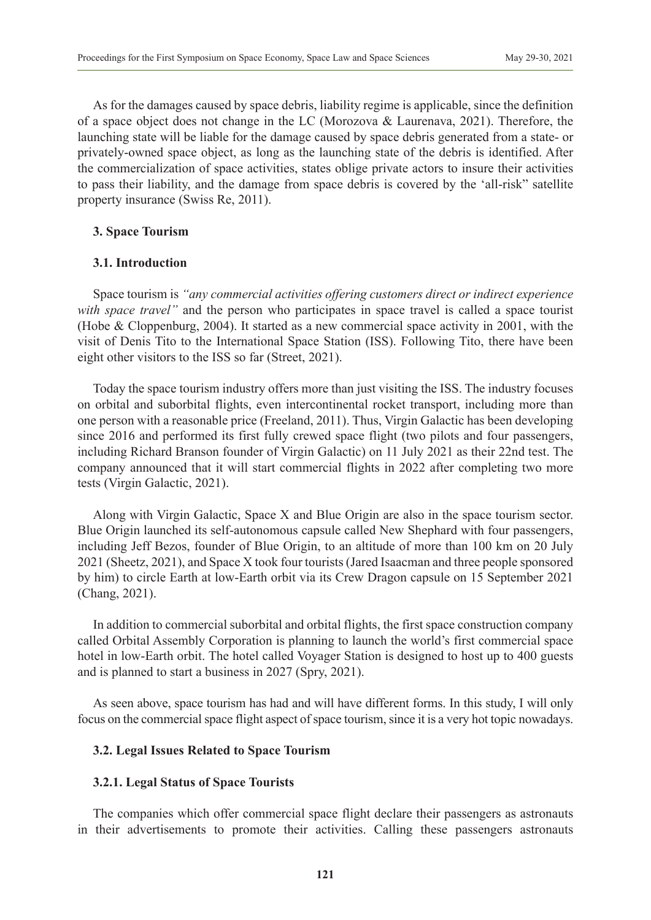As for the damages caused by space debris, liability regime is applicable, since the definition of a space object does not change in the LC (Morozova & Laurenava, 2021). Therefore, the launching state will be liable for the damage caused by space debris generated from a state- or privately-owned space object, as long as the launching state of the debris is identified. After the commercialization of space activities, states oblige private actors to insure their activities to pass their liability, and the damage from space debris is covered by the 'all-risk" satellite property insurance (Swiss Re, 2011).

## 3. Space Tourism

### 3.1. Introduction

Space tourism is *"any commercial activities offering customers direct or indirect experience with space travel"* and the person who participates in space travel is called a space tourist (Hobe & Cloppenburg, 2004). It started as a new commercial space activity in 2001, with the visit of Denis Tito to the International Space Station (ISS). Following Tito, there have been eight other visitors to the ISS so far (Street, 2021).

Today the space tourism industry offers more than just visiting the ISS. The industry focuses on orbital and suborbital flights, even intercontinental rocket transport, including more than one person with a reasonable price (Freeland, 2011). Thus, Virgin Galactic has been developing since 2016 and performed its first fully crewed space flight (two pilots and four passengers, including Richard Branson founder of Virgin Galactic) on 11 July 2021 as their 22nd test. The company announced that it will start commercial flights in 2022 after completing two more tests (Virgin Galactic, 2021).

Along with Virgin Galactic, Space X and Blue Origin are also in the space tourism sector. Blue Origin launched its self-autonomous capsule called New Shephard with four passengers, including Jeff Bezos, founder of Blue Origin, to an altitude of more than 100 km on 20 July 2021 (Sheetz, 2021), and Space X took four tourists (Jared Isaacman and three people sponsored by him) to circle Earth at low-Earth orbit via its Crew Dragon capsule on 15 September 2021 (Chang, 2021).

In addition to commercial suborbital and orbital flights, the first space construction company called Orbital Assembly Corporation is planning to launch the world's first commercial space hotel in low-Earth orbit. The hotel called Voyager Station is designed to host up to 400 guests and is planned to start a business in 2027 (Spry, 2021).

As seen above, space tourism has had and will have different forms. In this study, I will only focus on the commercial space flight aspect of space tourism, since it is a very hot topic nowadays.

### 3.2. Legal Issues Related to Space Tourism

#### 3.2.1. Legal Status of Space Tourists

The companies which offer commercial space flight declare their passengers as astronauts in their advertisements to promote their activities. Calling these passengers astronauts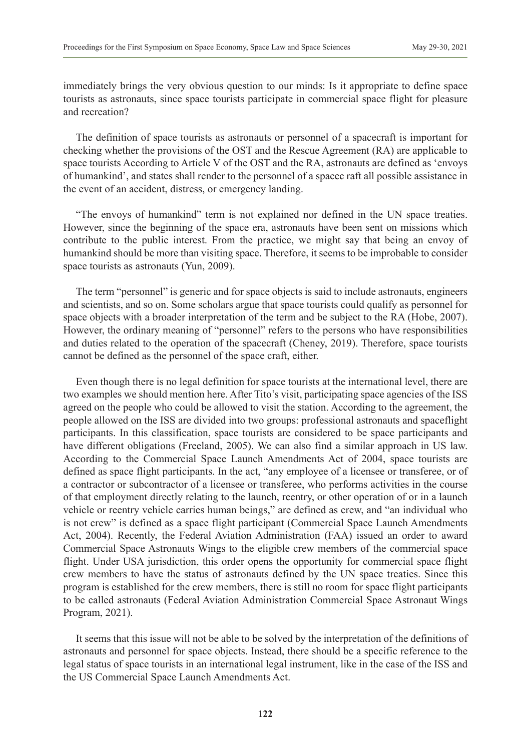immediately brings the very obvious question to our minds: Is it appropriate to define space tourists as astronauts, since space tourists participate in commercial space flight for pleasure and recreation?

The definition of space tourists as astronauts or personnel of a spacecraft is important for checking whether the provisions of the OST and the Rescue Agreement (RA) are applicable to space tourists According to Article V of the OST and the RA, astronauts are defined as 'envoys of humankind', and states shall render to the personnel of a spacec raft all possible assistance in the event of an accident, distress, or emergency landing.

"The envoys of humankind" term is not explained nor defined in the UN space treaties. However, since the beginning of the space era, astronauts have been sent on missions which contribute to the public interest. From the practice, we might say that being an envoy of humankind should be more than visiting space. Therefore, it seems to be improbable to consider space tourists as astronauts (Yun, 2009).

The term "personnel" is generic and for space objects is said to include astronauts, engineers and scientists, and so on. Some scholars argue that space tourists could qualify as personnel for space objects with a broader interpretation of the term and be subject to the RA (Hobe, 2007). However, the ordinary meaning of "personnel" refers to the persons who have responsibilities and duties related to the operation of the spacecraft (Cheney, 2019). Therefore, space tourists cannot be defined as the personnel of the space craft, either.

Even though there is no legal definition for space tourists at the international level, there are two examples we should mention here. After Tito's visit, participating space agencies of the ISS agreed on the people who could be allowed to visit the station. According to the agreement, the people allowed on the ISS are divided into two groups: professional astronauts and spaceflight participants. In this classification, space tourists are considered to be space participants and have different obligations (Freeland, 2005). We can also find a similar approach in US law. According to the Commercial Space Launch Amendments Act of 2004, space tourists are defined as space flight participants. In the act, "any employee of a licensee or transferee, or of a contractor or subcontractor of a licensee or transferee, who performs activities in the course of that employment directly relating to the launch, reentry, or other operation of or in a launch vehicle or reentry vehicle carries human beings," are defined as crew, and "an individual who is not crew" is defined as a space flight participant (Commercial Space Launch Amendments Act, 2004). Recently, the Federal Aviation Administration (FAA) issued an order to award Commercial Space Astronauts Wings to the eligible crew members of the commercial space flight. Under USA jurisdiction, this order opens the opportunity for commercial space flight crew members to have the status of astronauts defined by the UN space treaties. Since this program is established for the crew members, there is still no room for space flight participants to be called astronauts (Federal Aviation Administration Commercial Space Astronaut Wings Program, 2021).

It seems that this issue will not be able to be solved by the interpretation of the definitions of astronauts and personnel for space objects. Instead, there should be a specific reference to the legal status of space tourists in an international legal instrument, like in the case of the ISS and the US Commercial Space Launch Amendments Act.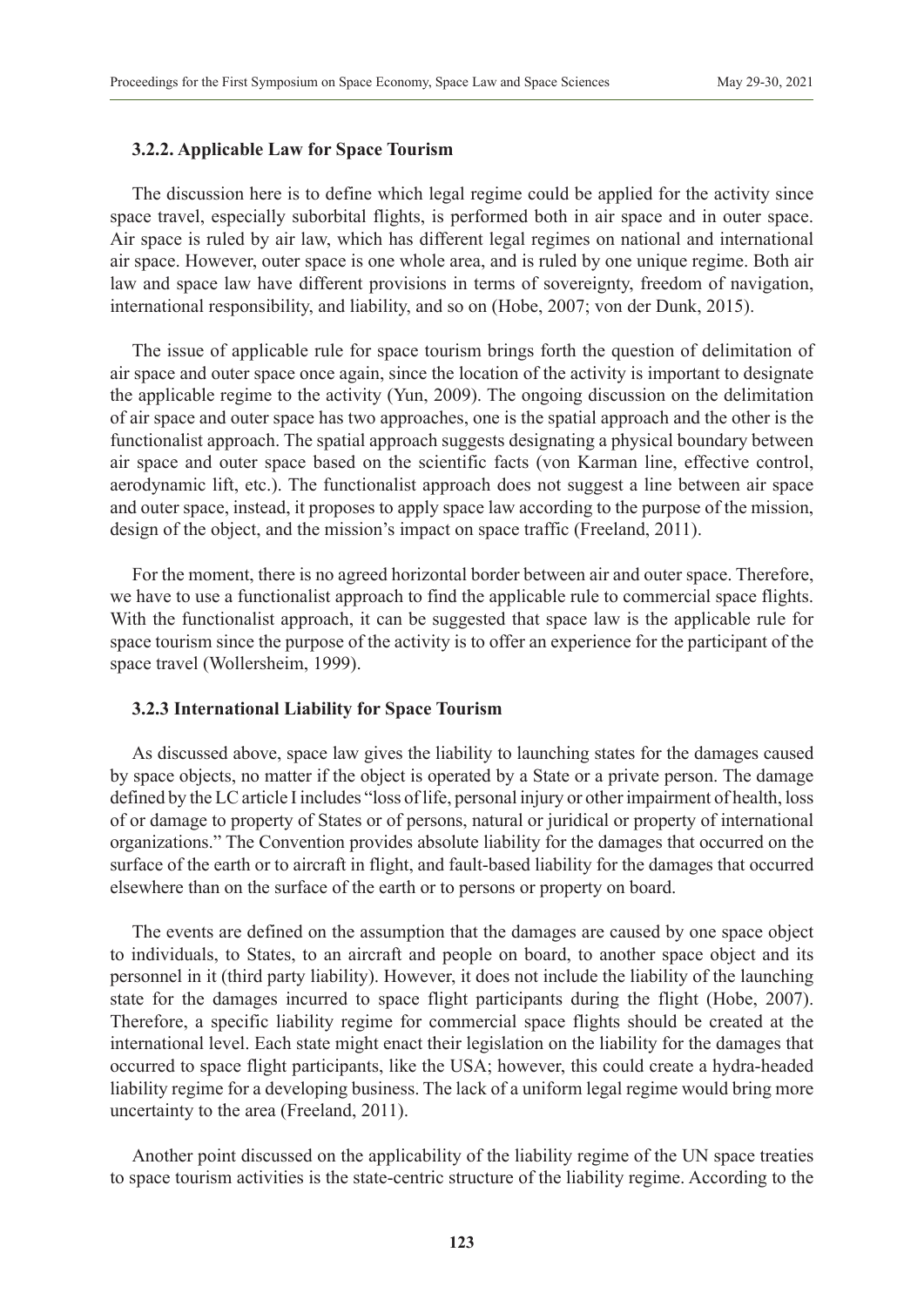### 3.2.2. Applicable Law for Space Tourism

The discussion here is to define which legal regime could be applied for the activity since space travel, especially suborbital flights, is performed both in air space and in outer space. Air space is ruled by air law, which has different legal regimes on national and international air space. However, outer space is one whole area, and is ruled by one unique regime. Both air law and space law have different provisions in terms of sovereignty, freedom of navigation, international responsibility, and liability, and so on (Hobe, 2007; von der Dunk, 2015).

The issue of applicable rule for space tourism brings forth the question of delimitation of air space and outer space once again, since the location of the activity is important to designate the applicable regime to the activity (Yun, 2009). The ongoing discussion on the delimitation of air space and outer space has two approaches, one is the spatial approach and the other is the functionalist approach. The spatial approach suggests designating a physical boundary between air space and outer space based on the scientific facts (von Karman line, effective control, aerodynamic lift, etc.). The functionalist approach does not suggest a line between air space and outer space, instead, it proposes to apply space law according to the purpose of the mission, design of the object, and the mission's impact on space traffic (Freeland, 2011).

For the moment, there is no agreed horizontal border between air and outer space. Therefore, we have to use a functionalist approach to find the applicable rule to commercial space flights. With the functionalist approach, it can be suggested that space law is the applicable rule for space tourism since the purpose of the activity is to offer an experience for the participant of the space travel (Wollersheim, 1999).

### 3.2.3 International Liability for Space Tourism

As discussed above, space law gives the liability to launching states for the damages caused by space objects, no matter if the object is operated by a State or a private person. The damage defined by the LC article I includes "loss of life, personal injury or other impairment of health, loss of or damage to property of States or of persons, natural or juridical or property of international organizations." The Convention provides absolute liability for the damages that occurred on the surface of the earth or to aircraft in flight, and fault-based liability for the damages that occurred elsewhere than on the surface of the earth or to persons or property on board.

The events are defined on the assumption that the damages are caused by one space object to individuals, to States, to an aircraft and people on board, to another space object and its personnel in it (third party liability). However, it does not include the liability of the launching state for the damages incurred to space flight participants during the flight (Hobe, 2007). Therefore, a specific liability regime for commercial space flights should be created at the international level. Each state might enact their legislation on the liability for the damages that occurred to space flight participants, like the USA; however, this could create a hydra-headed liability regime for a developing business. The lack of a uniform legal regime would bring more uncertainty to the area (Freeland, 2011).

Another point discussed on the applicability of the liability regime of the UN space treaties to space tourism activities is the state-centric structure of the liability regime. According to the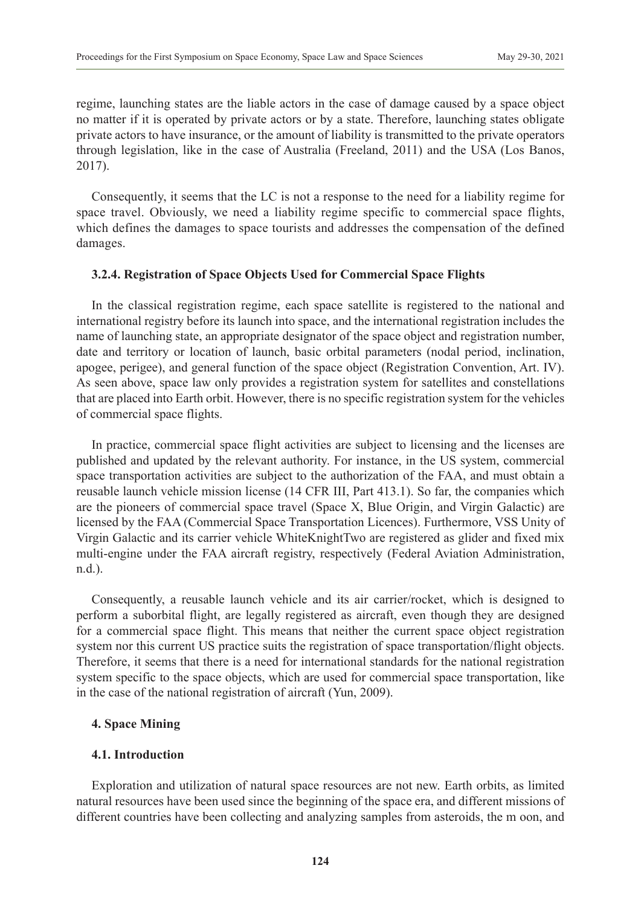regime, launching states are the liable actors in the case of damage caused by a space object no matter if it is operated by private actors or by a state. Therefore, launching states obligate private actors to have insurance, or the amount of liability is transmitted to the private operators through legislation, like in the case of Australia (Freeland, 2011) and the USA (Los Banos, 2017).

Consequently, it seems that the LC is not a response to the need for a liability regime for space travel. Obviously, we need a liability regime specific to commercial space flights, which defines the damages to space tourists and addresses the compensation of the defined damages.

### 3.2.4. Registration of Space Objects Used for Commercial Space Flights

In the classical registration regime, each space satellite is registered to the national and international registry before its launch into space, and the international registration includes the name of launching state, an appropriate designator of the space object and registration number, date and territory or location of launch, basic orbital parameters (nodal period, inclination, apogee, perigee), and general function of the space object (Registration Convention, Art. IV). As seen above, space law only provides a registration system for satellites and constellations that are placed into Earth orbit. However, there is no specific registration system for the vehicles of commercial space flights.

In practice, commercial space flight activities are subject to licensing and the licenses are published and updated by the relevant authority. For instance, in the US system, commercial space transportation activities are subject to the authorization of the FAA, and must obtain a reusable launch vehicle mission license (14 CFR III, Part 413.1). So far, the companies which are the pioneers of commercial space travel (Space X, Blue Origin, and Virgin Galactic) are licensed by the FAA (Commercial Space Transportation Licences). Furthermore, VSS Unity of Virgin Galactic and its carrier vehicle WhiteKnightTwo are registered as glider and fixed mix multi-engine under the FAA aircraft registry, respectively (Federal Aviation Administration, n.d.).

Consequently, a reusable launch vehicle and its air carrier/rocket, which is designed to perform a suborbital flight, are legally registered as aircraft, even though they are designed for a commercial space flight. This means that neither the current space object registration system nor this current US practice suits the registration of space transportation/flight objects. Therefore, it seems that there is a need for international standards for the national registration system specific to the space objects, which are used for commercial space transportation, like in the case of the national registration of aircraft (Yun, 2009).

## 4. Space Mining

### 4.1. Introduction

Exploration and utilization of natural space resources are not new. Earth orbits, as limited natural resources have been used since the beginning of the space era, and different missions of different countries have been collecting and analyzing samples from asteroids, the m oon, and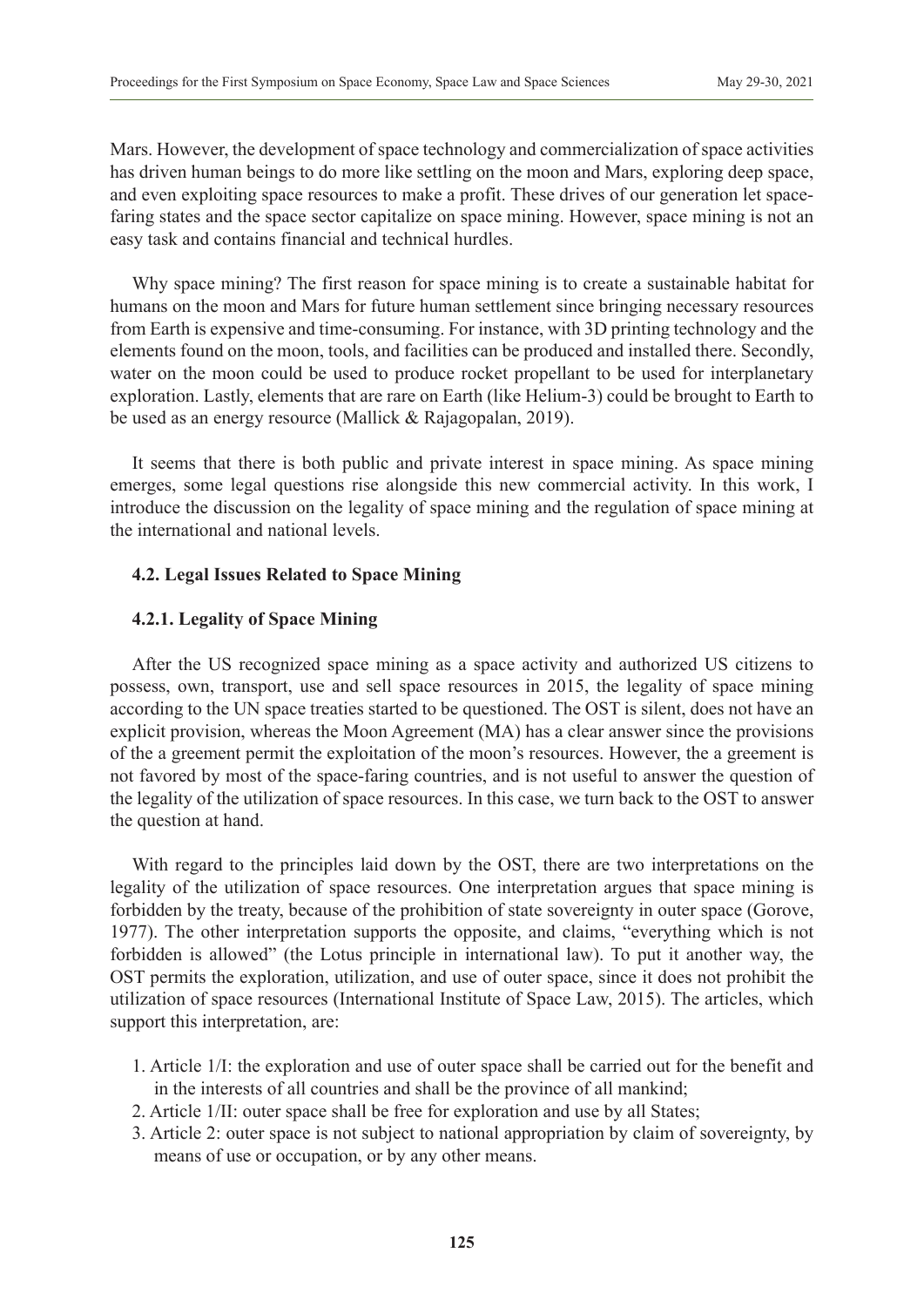Mars. However, the development of space technology and commercialization of space activities has driven human beings to do more like settling on the moon and Mars, exploring deep space, and even exploiting space resources to make a profit. These drives of our generation let space-faring states and the space sector capitalize on space mining. However, space mining is not an easy task and contains financial and technical hurdles.

Why space mining? The first reason for space mining is to create a sustainable habitat for humans on the moon and Mars for future human settlement since bringing necessary resources from Earth is expensive and time-consuming. For instance, with 3D printing technology and the elements found on the moon, tools, and facilities can be produced and installed there. Secondly, water on the moon could be used to produce rocket propellant to be used for interplanetary exploration. Lastly, elements that are rare on Earth (like Helium-3) could be brought to Earth to be used as an energy resource (Mallick & Rajagopalan, 2019).

It seems that there is both public and private interest in space mining. As space mining emerges, some legal questions rise alongside this new commercial activity. In this work, I introduce the discussion on the legality of space mining and the regulation of space mining at the international and national levels.

### 4.2. Legal Issues Related to Space Mining

#### 4.2.1. Legality of Space Mining

After the US recognized space mining as a space activity and authorized US citizens to possess, own, transport, use and sell space resources in 2015, the legality of space mining according to the UN space treaties started to be questioned. The OST is silent, does not have an explicit provision, whereas the Moon Agreement (MA) has a clear answer since the provisions of the a greement permit the exploitation of the moon's resources. However, the a greement is not favored by most of the space-faring countries, and is not useful to answer the question of the legality of the utilization of space resources. In this case, we turn back to the OST to answer the question at hand.

With regard to the principles laid down by the OST, there are two interpretations on the legality of the utilization of space resources. One interpretation argues that space mining is forbidden by the treaty, because of the prohibition of state sovereignty in outer space (Gorove, 1977). The other interpretation supports the opposite, and claims, "everything which is not forbidden is allowed" (the Lotus principle in international law). To put it another way, the OST permits the exploration, utilization, and use of outer space, since it does not prohibit the utilization of space resources (International Institute of Space Law, 2015). The articles, which support this interpretation, are:

1. Article 1/I: the exploration and use of outer space shall be carried out for the benefit and in the interests of all countries and shall be the province of all mankind;
2. Article 1/II: outer space shall be free for exploration and use by all States;
3. Article 2: outer space is not subject to national appropriation by claim of sovereignty, by means of use or occupation, or by any other means.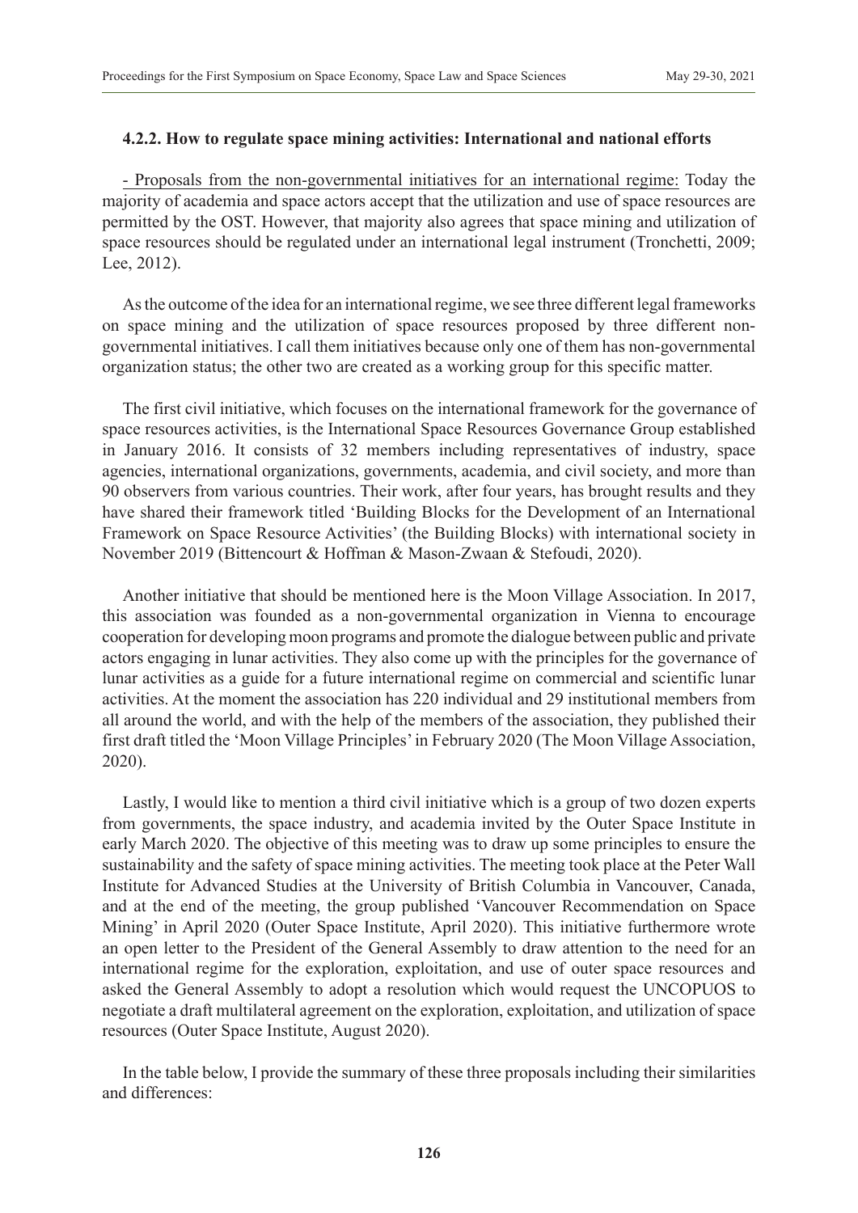#### 4.2.2. How to regulate space mining activities: International and national efforts

- Proposals from the non-governmental initiatives for an international regime: Today the majority of academia and space actors accept that the utilization and use of space resources are permitted by the OST. However, that majority also agrees that space mining and utilization of space resources should be regulated under an international legal instrument (Tronchetti, 2009; Lee, 2012).

As the outcome of the idea for an international regime, we see three different legal frameworks on space mining and the utilization of space resources proposed by three different non-governmental initiatives. I call them initiatives because only one of them has non-governmental organization status; the other two are created as a working group for this specific matter.

The first civil initiative, which focuses on the international framework for the governance of space resources activities, is the International Space Resources Governance Group established in January 2016. It consists of 32 members including representatives of industry, space agencies, international organizations, governments, academia, and civil society, and more than 90 observers from various countries. Their work, after four years, has brought results and they have shared their framework titled 'Building Blocks for the Development of an International Framework on Space Resource Activities' (the Building Blocks) with international society in November 2019 (Bittencourt & Hoffman & Mason-Zwaan & Stefoudi, 2020).

Another initiative that should be mentioned here is the Moon Village Association. In 2017, this association was founded as a non-governmental organization in Vienna to encourage cooperation for developing moon programs and promote the dialogue between public and private actors engaging in lunar activities. They also come up with the principles for the governance of lunar activities as a guide for a future international regime on commercial and scientific lunar activities. At the moment the association has 220 individual and 29 institutional members from all around the world, and with the help of the members of the association, they published their first draft titled the 'Moon Village Principles' in February 2020 (The Moon Village Association, 2020).

Lastly, I would like to mention a third civil initiative which is a group of two dozen experts from governments, the space industry, and academia invited by the Outer Space Institute in early March 2020. The objective of this meeting was to draw up some principles to ensure the sustainability and the safety of space mining activities. The meeting took place at the Peter Wall Institute for Advanced Studies at the University of British Columbia in Vancouver, Canada, and at the end of the meeting, the group published 'Vancouver Recommendation on Space Mining' in April 2020 (Outer Space Institute, April 2020). This initiative furthermore wrote an open letter to the President of the General Assembly to draw attention to the need for an international regime for the exploration, exploitation, and use of outer space resources and asked the General Assembly to adopt a resolution which would request the UNCOPUOS to negotiate a draft multilateral agreement on the exploration, exploitation, and utilization of space resources (Outer Space Institute, August 2020).

In the table below, I provide the summary of these three proposals including their similarities and differences: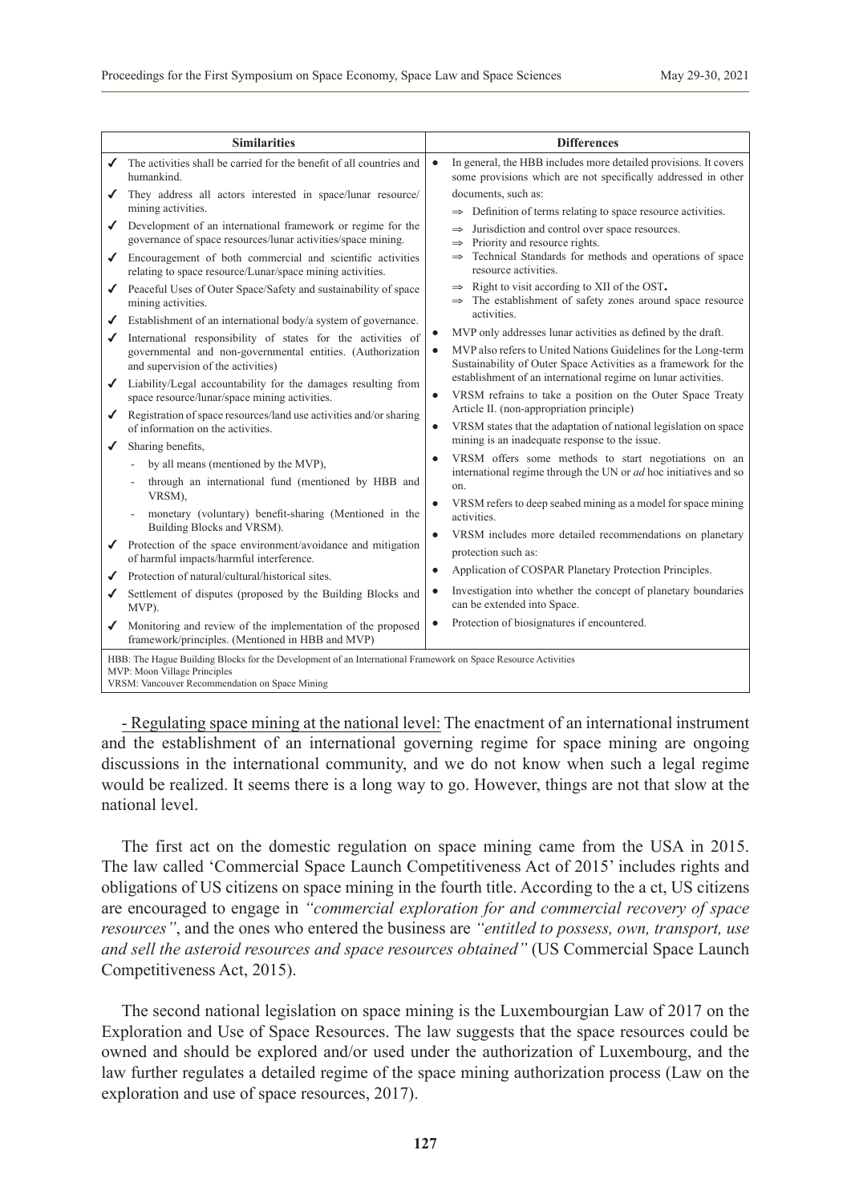| Similarities | Differences |
|---|---|
| ✔ The activities shall be carried for the benefit of all countries and humankind.<br>✔ They address all actors interested in space/lunar resource/mining activities.<br>✔ Development of an international framework or regime for the governance of space resources/lunar activities/space mining.<br>✔ Encouragement of both commercial and scientific activities relating to space resource/Lunar/space mining activities.<br>✔ Peaceful Uses of Outer Space/Safety and sustainability of space mining activities.<br>✔ Establishment of an international body/a system of governance.<br>✔ International responsibility of states for the activities of governmental and non-governmental entities. (Authorization and supervision of the activities)<br>✔ Liability/Legal accountability for the damages resulting from space resource/lunar/space mining activities.<br>✔ Registration of space resources/land use activities and/or sharing of information on the activities.<br>✔ Sharing benefits,<br>- by all means (mentioned by the MVP),<br>- through an international fund (mentioned by HBB and VRSM),<br>- monetary (voluntary) benefit-sharing (Mentioned in the Building Blocks and VRSM).<br>✔ Protection of the space environment/avoidance and mitigation of harmful impacts/harmful interference.<br>✔ Protection of natural/cultural/historical sites.<br>✔ Settlement of disputes (proposed by the Building Blocks and MVP).<br>✔ Monitoring and review of the implementation of the proposed framework/principles. (Mentioned in HBB and MVP) | • In general, the HBB includes more detailed provisions. It covers some provisions which are not specifically addressed in other documents, such as:<br>⇒ Definition of terms relating to space resource activities.<br>⇒ Jurisdiction and control over space resources.<br>⇒ Priority and resource rights.<br>⇒ Technical Standards for methods and operations of space resource activities.<br>⇒ Right to visit according to XII of the OST.<br>⇒ The establishment of safety zones around space resource activities.<br>• MVP only addresses lunar activities as defined by the draft.<br>• MVP also refers to United Nations Guidelines for the Long-term Sustainability of Outer Space Activities as a framework for the establishment of an international regime on lunar activities.<br>• VRSM refrains to take a position on the Outer Space Treaty Article II. (non-appropriation principle)<br>• VRSM states that the adaptation of national legislation on space mining is an inadequate response to the issue.<br>• VRSM offers some methods to start negotiations on an international regime through the UN or *ad* hoc initiatives and so on.<br>• VRSM refers to deep seabed mining as a model for space mining activities.<br>• VRSM includes more detailed recommendations on planetary protection such as:<br>• Application of COSPAR Planetary Protection Principles.<br>• Investigation into whether the concept of planetary boundaries can be extended into Space.<br>• Protection of biosignatures if encountered. |

HBB: The Hague Building Blocks for the Development of an International Framework on Space Resource Activities
MVP: Moon Village Principles
VRSM: Vancouver Recommendation on Space Mining

<u>- Regulating space mining at the national level:</u> The enactment of an international instrument and the establishment of an international governing regime for space mining are ongoing discussions in the international community, and we do not know when such a legal regime would be realized. It seems there is a long way to go. However, things are not that slow at the national level.

The first act on the domestic regulation on space mining came from the USA in 2015. The law called 'Commercial Space Launch Competitiveness Act of 2015' includes rights and obligations of US citizens on space mining in the fourth title. According to the a ct, US citizens are encouraged to engage in *"commercial exploration for and commercial recovery of space resources"*, and the ones who entered the business are *"entitled to possess, own, transport, use and sell the asteroid resources and space resources obtained"* (US Commercial Space Launch Competitiveness Act, 2015).

The second national legislation on space mining is the Luxembourgian Law of 2017 on the Exploration and Use of Space Resources. The law suggests that the space resources could be owned and should be explored and/or used under the authorization of Luxembourg, and the law further regulates a detailed regime of the space mining authorization process (Law on the exploration and use of space resources, 2017).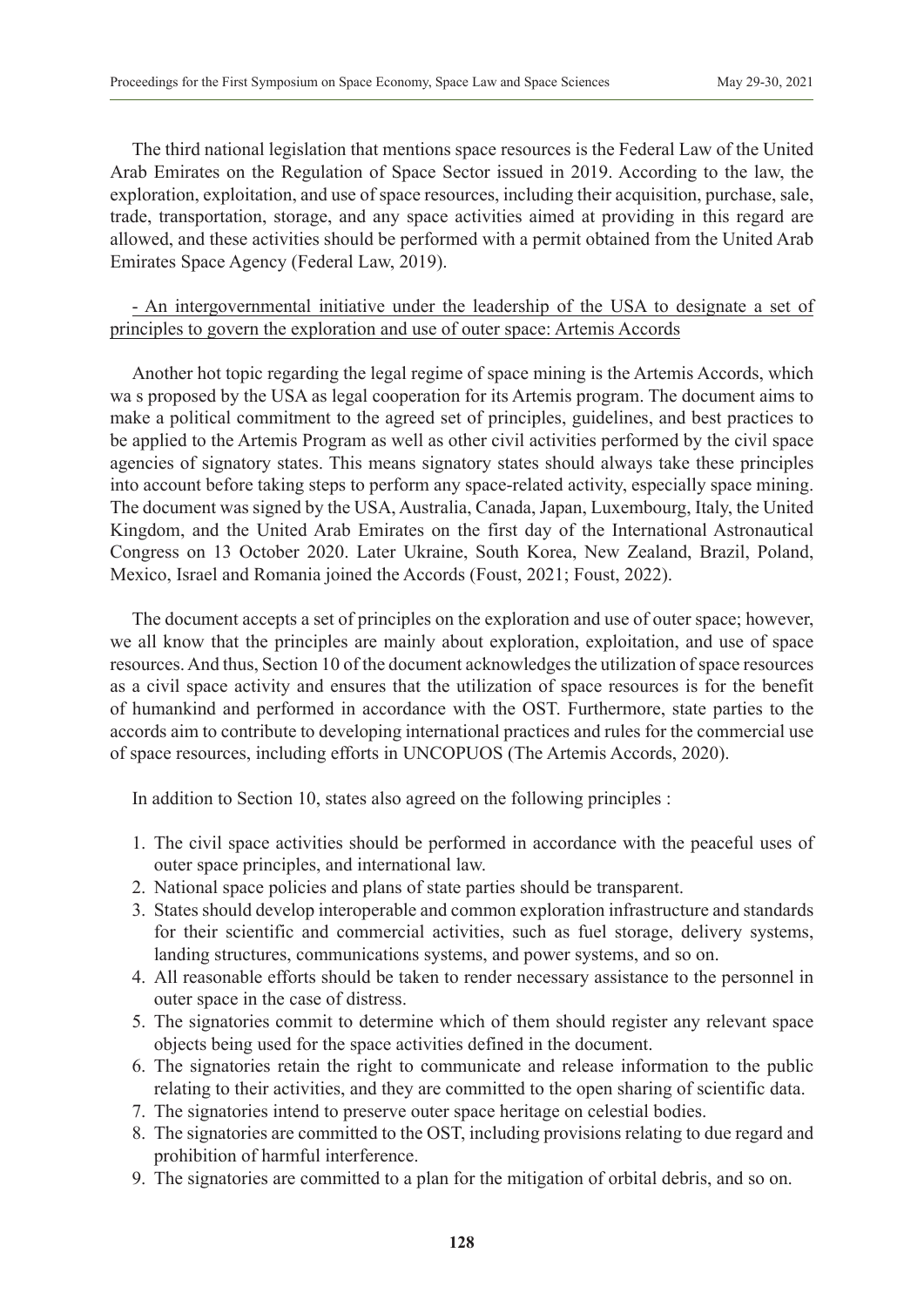The third national legislation that mentions space resources is the Federal Law of the United Arab Emirates on the Regulation of Space Sector issued in 2019. According to the law, the exploration, exploitation, and use of space resources, including their acquisition, purchase, sale, trade, transportation, storage, and any space activities aimed at providing in this regard are allowed, and these activities should be performed with a permit obtained from the United Arab Emirates Space Agency (Federal Law, 2019).

<u>- An intergovernmental initiative under the leadership of the USA to designate a set of principles to govern the exploration and use of outer space: Artemis Accords</u>

Another hot topic regarding the legal regime of space mining is the Artemis Accords, which wa s proposed by the USA as legal cooperation for its Artemis program. The document aims to make a political commitment to the agreed set of principles, guidelines, and best practices to be applied to the Artemis Program as well as other civil activities performed by the civil space agencies of signatory states. This means signatory states should always take these principles into account before taking steps to perform any space-related activity, especially space mining. The document was signed by the USA, Australia, Canada, Japan, Luxembourg, Italy, the United Kingdom, and the United Arab Emirates on the first day of the International Astronautical Congress on 13 October 2020. Later Ukraine, South Korea, New Zealand, Brazil, Poland, Mexico, Israel and Romania joined the Accords (Foust, 2021; Foust, 2022).

The document accepts a set of principles on the exploration and use of outer space; however, we all know that the principles are mainly about exploration, exploitation, and use of space resources. And thus, Section 10 of the document acknowledges the utilization of space resources as a civil space activity and ensures that the utilization of space resources is for the benefit of humankind and performed in accordance with the OST. Furthermore, state parties to the accords aim to contribute to developing international practices and rules for the commercial use of space resources, including efforts in UNCOPUOS (The Artemis Accords, 2020).

In addition to Section 10, states also agreed on the following principles :

1. The civil space activities should be performed in accordance with the peaceful uses of outer space principles, and international law.
2. National space policies and plans of state parties should be transparent.
3. States should develop interoperable and common exploration infrastructure and standards for their scientific and commercial activities, such as fuel storage, delivery systems, landing structures, communications systems, and power systems, and so on.
4. All reasonable efforts should be taken to render necessary assistance to the personnel in outer space in the case of distress.
5. The signatories commit to determine which of them should register any relevant space objects being used for the space activities defined in the document.
6. The signatories retain the right to communicate and release information to the public relating to their activities, and they are committed to the open sharing of scientific data.
7. The signatories intend to preserve outer space heritage on celestial bodies.
8. The signatories are committed to the OST, including provisions relating to due regard and prohibition of harmful interference.
9. The signatories are committed to a plan for the mitigation of orbital debris, and so on.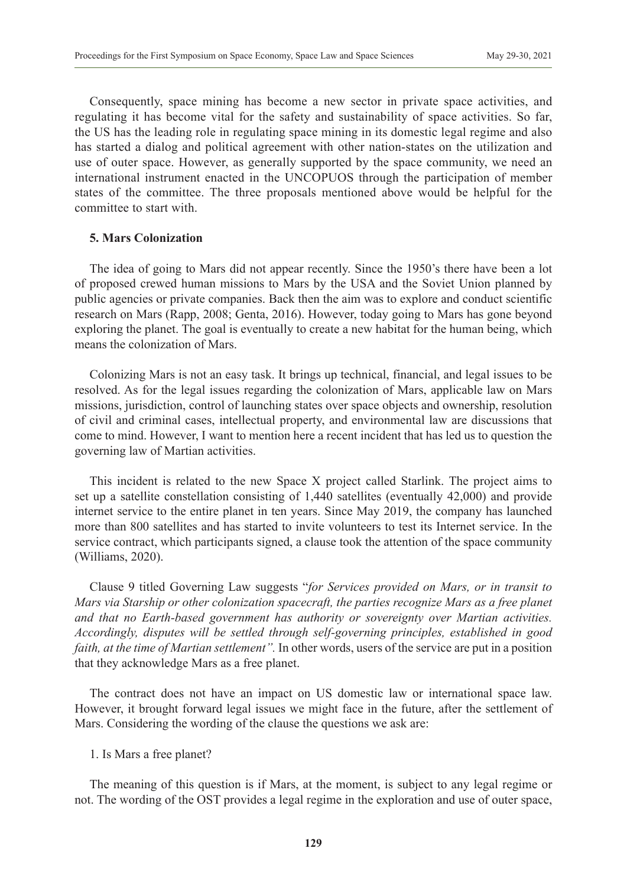Consequently, space mining has become a new sector in private space activities, and regulating it has become vital for the safety and sustainability of space activities. So far, the US has the leading role in regulating space mining in its domestic legal regime and also has started a dialog and political agreement with other nation-states on the utilization and use of outer space. However, as generally supported by the space community, we need an international instrument enacted in the UNCOPUOS through the participation of member states of the committee. The three proposals mentioned above would be helpful for the committee to start with.

## 5. Mars Colonization

The idea of going to Mars did not appear recently. Since the 1950's there have been a lot of proposed crewed human missions to Mars by the USA and the Soviet Union planned by public agencies or private companies. Back then the aim was to explore and conduct scientific research on Mars (Rapp, 2008; Genta, 2016). However, today going to Mars has gone beyond exploring the planet. The goal is eventually to create a new habitat for the human being, which means the colonization of Mars.

Colonizing Mars is not an easy task. It brings up technical, financial, and legal issues to be resolved. As for the legal issues regarding the colonization of Mars, applicable law on Mars missions, jurisdiction, control of launching states over space objects and ownership, resolution of civil and criminal cases, intellectual property, and environmental law are discussions that come to mind. However, I want to mention here a recent incident that has led us to question the governing law of Martian activities.

This incident is related to the new Space X project called Starlink. The project aims to set up a satellite constellation consisting of 1,440 satellites (eventually 42,000) and provide internet service to the entire planet in ten years. Since May 2019, the company has launched more than 800 satellites and has started to invite volunteers to test its Internet service. In the service contract, which participants signed, a clause took the attention of the space community (Williams, 2020).

Clause 9 titled Governing Law suggests "*for Services provided on Mars, or in transit to Mars via Starship or other colonization spacecraft, the parties recognize Mars as a free planet and that no Earth-based government has authority or sovereignty over Martian activities. Accordingly, disputes will be settled through self-governing principles, established in good faith, at the time of Martian settlement".* In other words, users of the service are put in a position that they acknowledge Mars as a free planet.

The contract does not have an impact on US domestic law or international space law. However, it brought forward legal issues we might face in the future, after the settlement of Mars. Considering the wording of the clause the questions we ask are:

1. Is Mars a free planet?

The meaning of this question is if Mars, at the moment, is subject to any legal regime or not. The wording of the OST provides a legal regime in the exploration and use of outer space,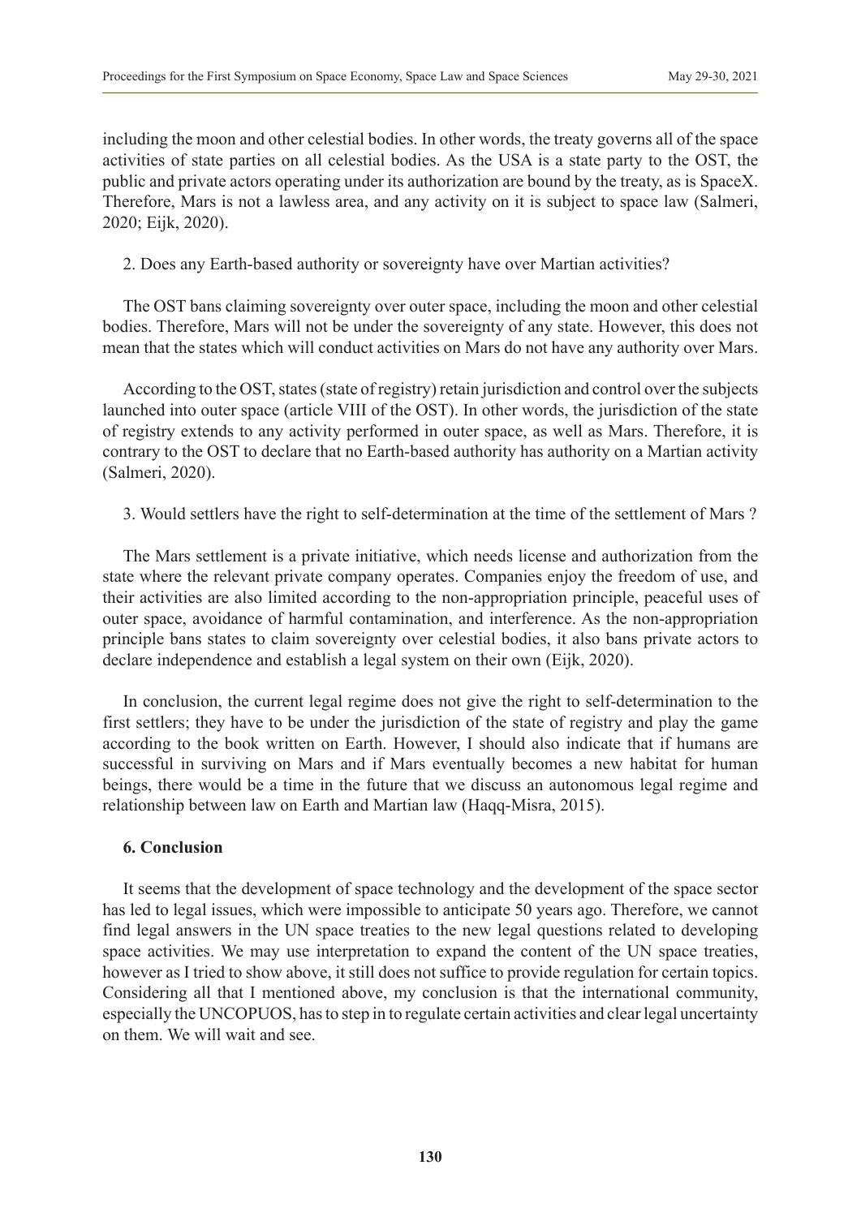including the moon and other celestial bodies. In other words, the treaty governs all of the space activities of state parties on all celestial bodies. As the USA is a state party to the OST, the public and private actors operating under its authorization are bound by the treaty, as is SpaceX. Therefore, Mars is not a lawless area, and any activity on it is subject to space law (Salmeri, 2020; Eijk, 2020).

2. Does any Earth-based authority or sovereignty have over Martian activities?

The OST bans claiming sovereignty over outer space, including the moon and other celestial bodies. Therefore, Mars will not be under the sovereignty of any state. However, this does not mean that the states which will conduct activities on Mars do not have any authority over Mars.

According to the OST, states (state of registry) retain jurisdiction and control over the subjects launched into outer space (article VIII of the OST). In other words, the jurisdiction of the state of registry extends to any activity performed in outer space, as well as Mars. Therefore, it is contrary to the OST to declare that no Earth-based authority has authority on a Martian activity (Salmeri, 2020).

3. Would settlers have the right to self-determination at the time of the settlement of Mars ?

The Mars settlement is a private initiative, which needs license and authorization from the state where the relevant private company operates. Companies enjoy the freedom of use, and their activities are also limited according to the non-appropriation principle, peaceful uses of outer space, avoidance of harmful contamination, and interference. As the non-appropriation principle bans states to claim sovereignty over celestial bodies, it also bans private actors to declare independence and establish a legal system on their own (Eijk, 2020).

In conclusion, the current legal regime does not give the right to self-determination to the first settlers; they have to be under the jurisdiction of the state of registry and play the game according to the book written on Earth. However, I should also indicate that if humans are successful in surviving on Mars and if Mars eventually becomes a new habitat for human beings, there would be a time in the future that we discuss an autonomous legal regime and relationship between law on Earth and Martian law (Haqq-Misra, 2015).

### 6. Conclusion

It seems that the development of space technology and the development of the space sector has led to legal issues, which were impossible to anticipate 50 years ago. Therefore, we cannot find legal answers in the UN space treaties to the new legal questions related to developing space activities. We may use interpretation to expand the content of the UN space treaties, however as I tried to show above, it still does not suffice to provide regulation for certain topics. Considering all that I mentioned above, my conclusion is that the international community, especially the UNCOPUOS, has to step in to regulate certain activities and clear legal uncertainty on them. We will wait and see.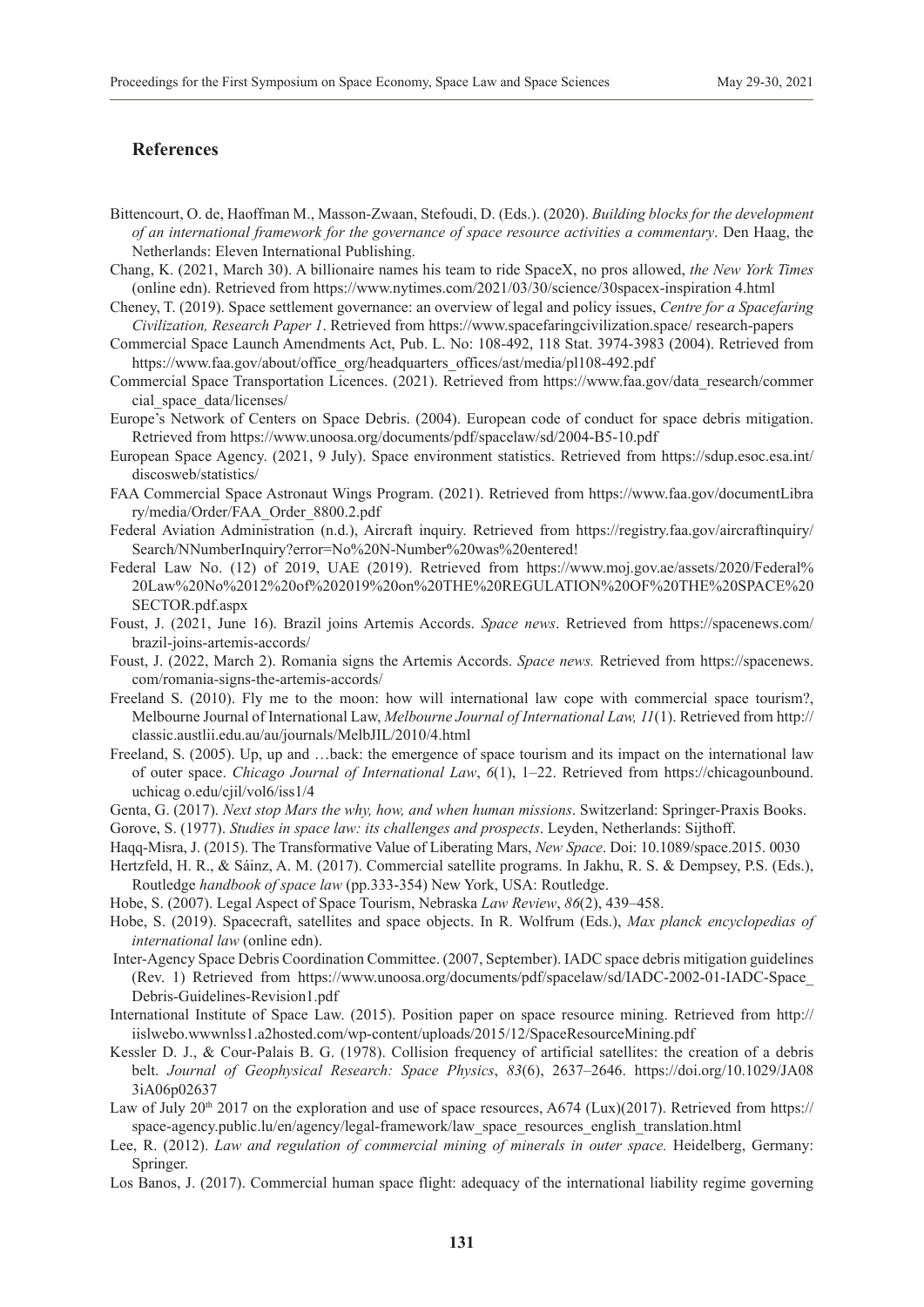## References

Bittencourt, O. de, Haoffman M., Masson-Zwaan, Stefoudi, D. (Eds.). (2020). *Building blocks for the development of an international framework for the governance of space resource activities a commentary*. Den Haag, the Netherlands: Eleven International Publishing.

Chang, K. (2021, March 30). A billionaire names his team to ride SpaceX, no pros allowed, *the New York Times* (online edn). Retrieved from https://www.nytimes.com/2021/03/30/science/30spacex-inspiration 4.html

Cheney, T. (2019). Space settlement governance: an overview of legal and policy issues, *Centre for a Spacefaring Civilization, Research Paper 1*. Retrieved from https://www.spacefaringcivilization.space/ research-papers

Commercial Space Launch Amendments Act, Pub. L. No: 108-492, 118 Stat. 3974-3983 (2004). Retrieved from https://www.faa.gov/about/office_org/headquarters_offices/ast/media/pl108-492.pdf

Commercial Space Transportation Licences. (2021). Retrieved from https://www.faa.gov/data_research/commercial_space_data/licenses/

Europe's Network of Centers on Space Debris. (2004). European code of conduct for space debris mitigation. Retrieved from https://www.unoosa.org/documents/pdf/spacelaw/sd/2004-B5-10.pdf

European Space Agency. (2021, 9 July). Space environment statistics. Retrieved from https://sdup.esoc.esa.int/discosweb/statistics/

FAA Commercial Space Astronaut Wings Program. (2021). Retrieved from https://www.faa.gov/documentLibrary/media/Order/FAA_Order_8800.2.pdf

Federal Aviation Administration (n.d.), Aircraft inquiry. Retrieved from https://registry.faa.gov/aircraftinquiry/Search/NNumberInquiry?error=No%20N-Number%20was%20entered!

Federal Law No. (12) of 2019, UAE (2019). Retrieved from https://www.moj.gov.ae/assets/2020/Federal%20Law%20No%2012%20of%202019%20on%20THE%20REGULATION%20OF%20THE%20SPACE%20SECTOR.pdf.aspx

Foust, J. (2021, June 16). Brazil joins Artemis Accords. *Space news*. Retrieved from https://spacenews.com/brazil-joins-artemis-accords/

Foust, J. (2022, March 2). Romania signs the Artemis Accords. *Space news.* Retrieved from https://spacenews.com/romania-signs-the-artemis-accords/

Freeland S. (2010). Fly me to the moon: how will international law cope with commercial space tourism?, Melbourne Journal of International Law, *Melbourne Journal of International Law, 11*(1). Retrieved from http://classic.austlii.edu.au/au/journals/MelbJIL/2010/4.html

Freeland, S. (2005). Up, up and …back: the emergence of space tourism and its impact on the international law of outer space. *Chicago Journal of International Law*, *6*(1), 1–22. Retrieved from https://chicagounbound.uchicag o.edu/cjil/vol6/iss1/4

Genta, G. (2017). *Next stop Mars the why, how, and when human missions*. Switzerland: Springer-Praxis Books.

Gorove, S. (1977). *Studies in space law: its challenges and prospects*. Leyden, Netherlands: Sijthoff.

Haqq-Misra, J. (2015). The Transformative Value of Liberating Mars, *New Space*. Doi: 10.1089/space.2015. 0030

Hertzfeld, H. R., & Sáinz, A. M. (2017). Commercial satellite programs. In Jakhu, R. S. & Dempsey, P.S. (Eds.), Routledge *handbook of space law* (pp.333-354) New York, USA: Routledge.

Hobe, S. (2007). Legal Aspect of Space Tourism, Nebraska *Law Review*, *86*(2), 439–458.

Hobe, S. (2019). Spacecraft, satellites and space objects. In R. Wolfrum (Eds.), *Max planck encyclopedias of international law* (online edn).

Inter-Agency Space Debris Coordination Committee. (2007, September). IADC space debris mitigation guidelines (Rev. 1) Retrieved from https://www.unoosa.org/documents/pdf/spacelaw/sd/IADC-2002-01-IADC-Space_Debris-Guidelines-Revision1.pdf

International Institute of Space Law. (2015). Position paper on space resource mining. Retrieved from http://iislwebo.wwwnlss1.a2hosted.com/wp-content/uploads/2015/12/SpaceResourceMining.pdf

Kessler D. J., & Cour-Palais B. G. (1978). Collision frequency of artificial satellites: the creation of a debris belt. *Journal of Geophysical Research: Space Physics*, *83*(6), 2637–2646. https://doi.org/10.1029/JA083iA06p02637

Law of July 20th 2017 on the exploration and use of space resources, A674 (Lux)(2017). Retrieved from https://space-agency.public.lu/en/agency/legal-framework/law_space_resources_english_translation.html

Lee, R. (2012). *Law and regulation of commercial mining of minerals in outer space.* Heidelberg, Germany: Springer.

Los Banos, J. (2017). Commercial human space flight: adequacy of the international liability regime governing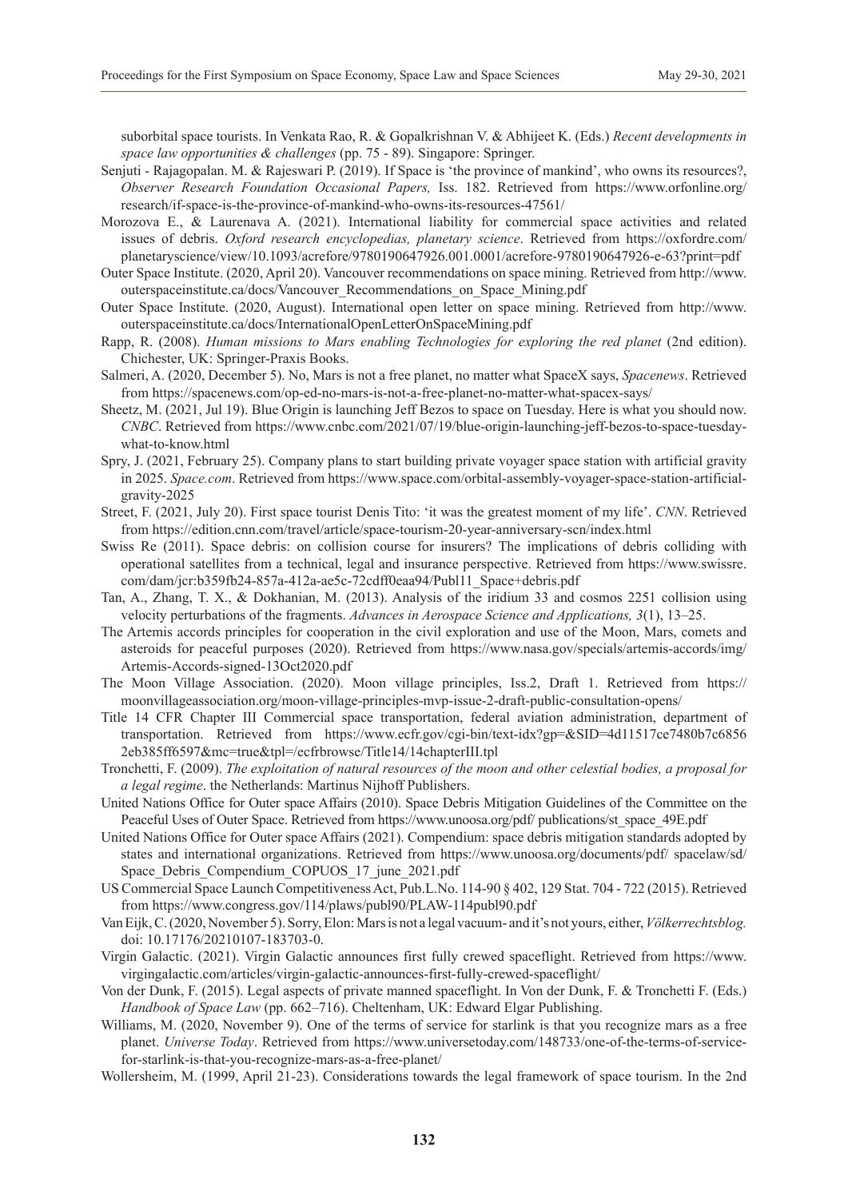suborbital space tourists. In Venkata Rao, R. & Gopalkrishnan V. & Abhijeet K. (Eds.) *Recent developments in space law opportunities & challenges* (pp. 75 - 89). Singapore: Springer.

Senjuti - Rajagopalan. M. & Rajeswari P. (2019). If Space is 'the province of mankind', who owns its resources?, *Observer Research Foundation Occasional Papers,* Iss. 182. Retrieved from https://www.orfonline.org/research/if-space-is-the-province-of-mankind-who-owns-its-resources-47561/

Morozova E., & Laurenava A. (2021). International liability for commercial space activities and related issues of debris. *Oxford research encyclopedias, planetary science*. Retrieved from https://oxfordre.com/planetaryscience/view/10.1093/acrefore/9780190647926.001.0001/acrefore-9780190647926-e-63?print=pdf

Outer Space Institute. (2020, April 20). Vancouver recommendations on space mining. Retrieved from http://www.outerspaceinstitute.ca/docs/Vancouver_Recommendations_on_Space_Mining.pdf

Outer Space Institute. (2020, August). International open letter on space mining. Retrieved from http://www.outerspaceinstitute.ca/docs/InternationalOpenLetterOnSpaceMining.pdf

Rapp, R. (2008). *Human missions to Mars enabling Technologies for exploring the red planet* (2nd edition). Chichester, UK: Springer-Praxis Books.

Salmeri, A. (2020, December 5). No, Mars is not a free planet, no matter what SpaceX says, *Spacenews*. Retrieved from https://spacenews.com/op-ed-no-mars-is-not-a-free-planet-no-matter-what-spacex-says/

Sheetz, M. (2021, Jul 19). Blue Origin is launching Jeff Bezos to space on Tuesday. Here is what you should now. *CNBC*. Retrieved from https://www.cnbc.com/2021/07/19/blue-origin-launching-jeff-bezos-to-space-tuesday-what-to-know.html

Spry, J. (2021, February 25). Company plans to start building private voyager space station with artificial gravity in 2025. *Space.com*. Retrieved from https://www.space.com/orbital-assembly-voyager-space-station-artificial-gravity-2025

Street, F. (2021, July 20). First space tourist Denis Tito: 'it was the greatest moment of my life'. *CNN*. Retrieved from https://edition.cnn.com/travel/article/space-tourism-20-year-anniversary-scn/index.html

Swiss Re (2011). Space debris: on collision course for insurers? The implications of debris colliding with operational satellites from a technical, legal and insurance perspective. Retrieved from https://www.swissre.com/dam/jcr:b359fb24-857a-412a-ae5c-72cdff0eaa94/Publ11_Space+debris.pdf

Tan, A., Zhang, T. X., & Dokhanian, M. (2013). Analysis of the iridium 33 and cosmos 2251 collision using velocity perturbations of the fragments. *Advances in Aerospace Science and Applications, 3*(1), 13–25.

The Artemis accords principles for cooperation in the civil exploration and use of the Moon, Mars, comets and asteroids for peaceful purposes (2020). Retrieved from https://www.nasa.gov/specials/artemis-accords/img/Artemis-Accords-signed-13Oct2020.pdf

The Moon Village Association. (2020). Moon village principles, Iss.2, Draft 1. Retrieved from https://moonvillageassociation.org/moon-village-principles-mvp-issue-2-draft-public-consultation-opens/

Title 14 CFR Chapter III Commercial space transportation, federal aviation administration, department of transportation. Retrieved from https://www.ecfr.gov/cgi-bin/text-idx?gp=&SID=4d11517ce7480b7c68562eb385ff6597&mc=true&tpl=/ecfrbrowse/Title14/14chapterIII.tpl

Tronchetti, F. (2009). *The exploitation of natural resources of the moon and other celestial bodies, a proposal for a legal regime*. the Netherlands: Martinus Nijhoff Publishers.

United Nations Office for Outer space Affairs (2010). Space Debris Mitigation Guidelines of the Committee on the Peaceful Uses of Outer Space. Retrieved from https://www.unoosa.org/pdf/ publications/st_space_49E.pdf

United Nations Office for Outer space Affairs (2021). Compendium: space debris mitigation standards adopted by states and international organizations. Retrieved from https://www.unoosa.org/documents/pdf/ spacelaw/sd/Space_Debris_Compendium_COPUOS_17_june_2021.pdf

US Commercial Space Launch Competitiveness Act, Pub.L.No. 114-90 § 402, 129 Stat. 704 - 722 (2015). Retrieved from https://www.congress.gov/114/plaws/publ90/PLAW-114publ90.pdf

Van Eijk, C. (2020, November 5). Sorry, Elon: Mars is not a legal vacuum- and it's not yours, either, *Völkerrechtsblog.* doi: 10.17176/20210107-183703-0.

Virgin Galactic. (2021). Virgin Galactic announces first fully crewed spaceflight. Retrieved from https://www.virgingalactic.com/articles/virgin-galactic-announces-first-fully-crewed-spaceflight/

Von der Dunk, F. (2015). Legal aspects of private manned spaceflight. In Von der Dunk, F. & Tronchetti F. (Eds.) *Handbook of Space Law* (pp. 662–716). Cheltenham, UK: Edward Elgar Publishing.

Williams, M. (2020, November 9). One of the terms of service for starlink is that you recognize mars as a free planet. *Universe Today*. Retrieved from https://www.universetoday.com/148733/one-of-the-terms-of-service-for-starlink-is-that-you-recognize-mars-as-a-free-planet/

Wollersheim, M. (1999, April 21-23). Considerations towards the legal framework of space tourism. In the 2nd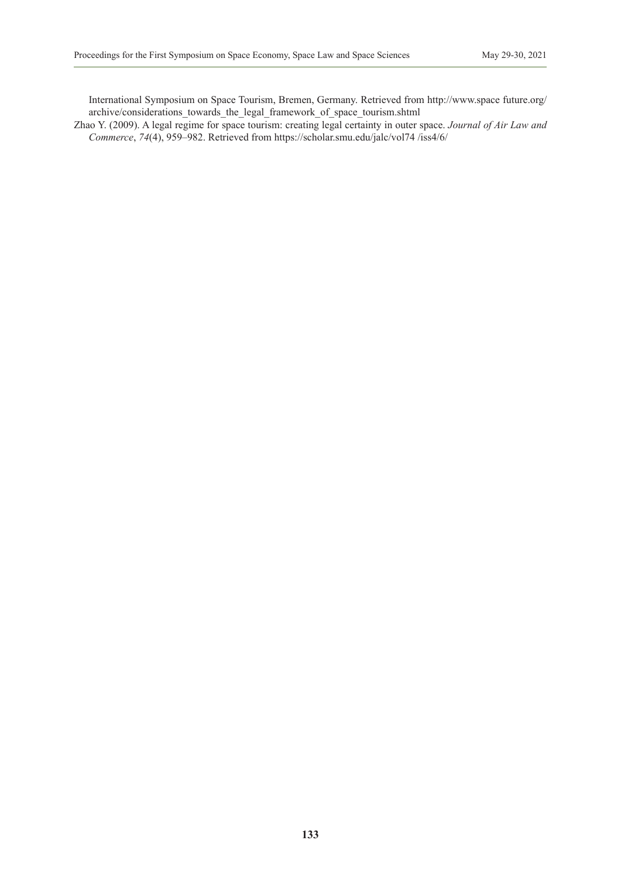International Symposium on Space Tourism, Bremen, Germany. Retrieved from http://www.space future.org/archive/considerations_towards_the_legal_framework_of_space_tourism.shtml

Zhao Y. (2009). A legal regime for space tourism: creating legal certainty in outer space. *Journal of Air Law and Commerce*, *74*(4), 959–982. Retrieved from https://scholar.smu.edu/jalc/vol74 /iss4/6/